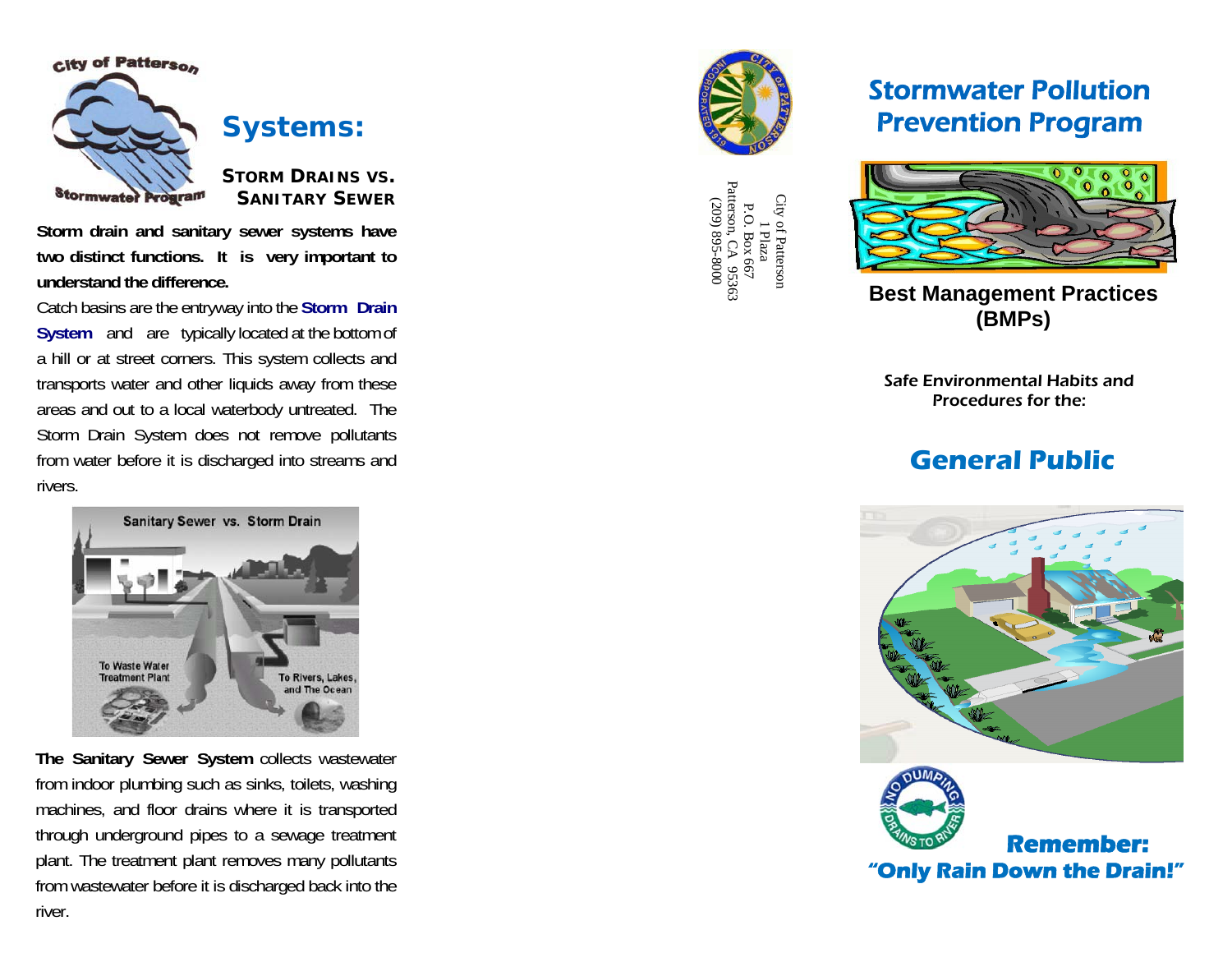City of Patterson
Stormwater Program

## Systems:

### STORM DRAINS VS. SANITARY SEWER

**Storm drain and sanitary sewer systems have two distinct functions. It is very important to understand the difference.**

Catch basins are the entryway into the **Storm Drain System** and are typically located at the bottom of a hill or at street corners. This system collects and transports water and other liquids away from these areas and out to a local waterbody untreated. The Storm Drain System does not remove pollutants from water before it is discharged into streams and rivers.

Sanitary Sewer vs. Storm Drain

To Waste Water Treatment Plant

To Rivers, Lakes, and The Ocean

**The Sanitary Sewer System** collects wastewater from indoor plumbing such as sinks, toilets, washing machines, and floor drains where it is transported through underground pipes to a sewage treatment plant. The treatment plant removes many pollutants from wastewater before it is discharged back into the river.

City of Patterson
1 Plaza
P.O. Box 667
Patterson, CA 95363
(209) 895-8000

# Stormwater Pollution Prevention Program

## Best Management Practices (BMPs)

Safe Environmental Habits and Procedures for the:

## General Public

NO DUMPING DRAINS TO RIVER

**Remember:**
**"Only Rain Down the Drain!"**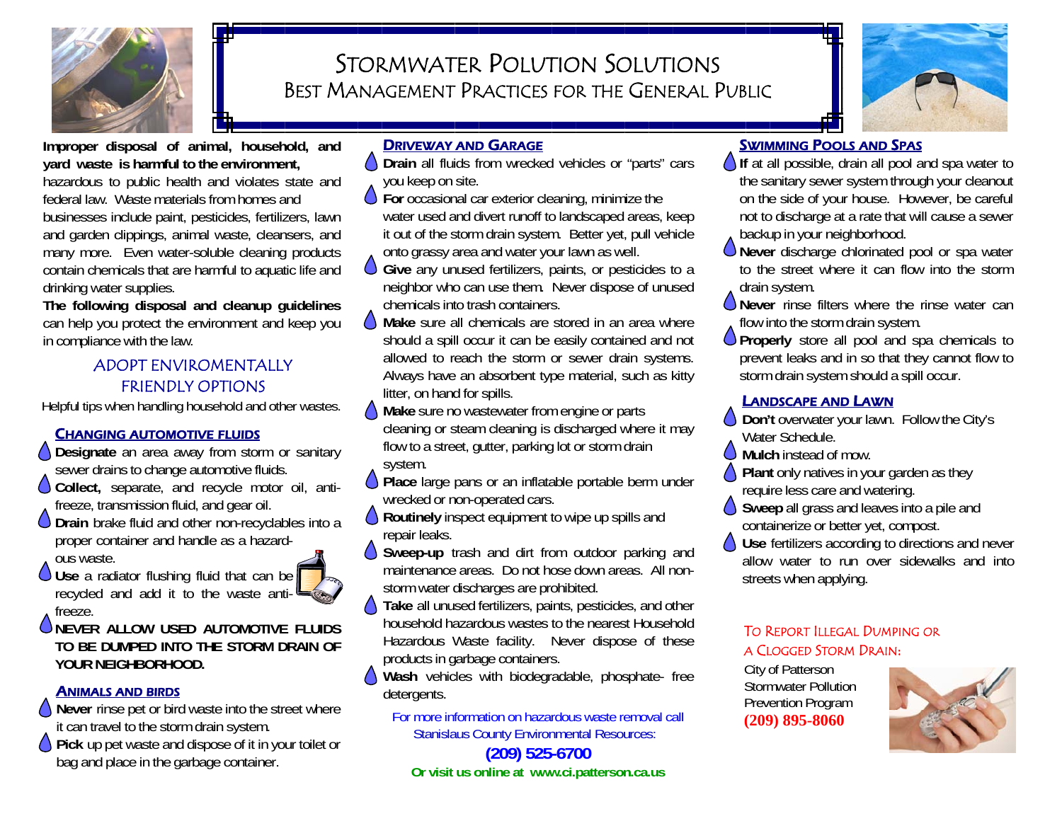# Stormwater Polution Solutions

## Best Management Practices for the General Public

**Improper disposal of animal, household, and yard waste is harmful to the environment,** hazardous to public health and violates state and federal law. Waste materials from homes and businesses include paint, pesticides, fertilizers, lawn and garden clippings, animal waste, cleansers, and many more. Even water-soluble cleaning products contain chemicals that are harmful to aquatic life and drinking water supplies.

**The following disposal and cleanup guidelines** can help you protect the environment and keep you in compliance with the law.

## ADOPT ENVIROMENTALLY FRIENDLY OPTIONS

Helpful tips when handling household and other wastes.

### CHANGING AUTOMOTIVE FLUIDS

- **Designate** an area away from storm or sanitary sewer drains to change automotive fluids.
- **Collect,** separate, and recycle motor oil, anti-freeze, transmission fluid, and gear oil.
- **Drain** brake fluid and other non-recyclables into a proper container and handle as a hazardous waste.
- **Use** a radiator flushing fluid that can be recycled and add it to the waste anti-freeze.
- **NEVER ALLOW USED AUTOMOTIVE FLUIDS TO BE DUMPED INTO THE STORM DRAIN OF YOUR NEIGHBORHOOD.**

### ANIMALS AND BIRDS

- **Never** rinse pet or bird waste into the street where it can travel to the storm drain system.
- **Pick** up pet waste and dispose of it in your toilet or bag and place in the garbage container.

### DRIVEWAY AND GARAGE

- **Drain** all fluids from wrecked vehicles or "parts" cars you keep on site.
- **For** occasional car exterior cleaning, minimize the water used and divert runoff to landscaped areas, keep it out of the storm drain system. Better yet, pull vehicle onto grassy area and water your lawn as well.
- **Give** any unused fertilizers, paints, or pesticides to a neighbor who can use them. Never dispose of unused chemicals into trash containers.
- **Make** sure all chemicals are stored in an area where should a spill occur it can be easily contained and not allowed to reach the storm or sewer drain systems. Always have an absorbent type material, such as kitty litter, on hand for spills.
- **Make** sure no wastewater from engine or parts cleaning or steam cleaning is discharged where it may flow to a street, gutter, parking lot or storm drain system.
- **Place** large pans or an inflatable portable berm under wrecked or non-operated cars.
- **Routinely** inspect equipment to wipe up spills and repair leaks.
- **Sweep-up** trash and dirt from outdoor parking and maintenance areas. Do not hose down areas. All non-storm water discharges are prohibited.
- **Take** all unused fertilizers, paints, pesticides, and other household hazardous wastes to the nearest Household Hazardous Waste facility. Never dispose of these products in garbage containers.
- **Wash** vehicles with biodegradable, phosphate- free detergents.

For more information on hazardous waste removal call Stanislaus County Environmental Resources:

**(209) 525-6700**

**Or visit us online at www.ci.patterson.ca.us**

### SWIMMING POOLS AND SPAS

- **If** at all possible, drain all pool and spa water to the sanitary sewer system through your cleanout on the side of your house. However, be careful not to discharge at a rate that will cause a sewer backup in your neighborhood.
- **Never** discharge chlorinated pool or spa water to the street where it can flow into the storm drain system.
- **Never** rinse filters where the rinse water can flow into the storm drain system.
- **Properly** store all pool and spa chemicals to prevent leaks and in so that they cannot flow to storm drain system should a spill occur.

### LANDSCAPE AND LAWN

- **Don't** overwater your lawn. Follow the City's Water Schedule.
- **Mulch** instead of mow.
- **Plant** only natives in your garden as they require less care and watering.
- **Sweep** all grass and leaves into a pile and containerize or better yet, compost.
- **Use** fertilizers according to directions and never allow water to run over sidewalks and into streets when applying.

### TO REPORT ILLEGAL DUMPING OR A CLOGGED STORM DRAIN:

City of Patterson
Stormwater Pollution
Prevention Program
**(209) 895-8060**